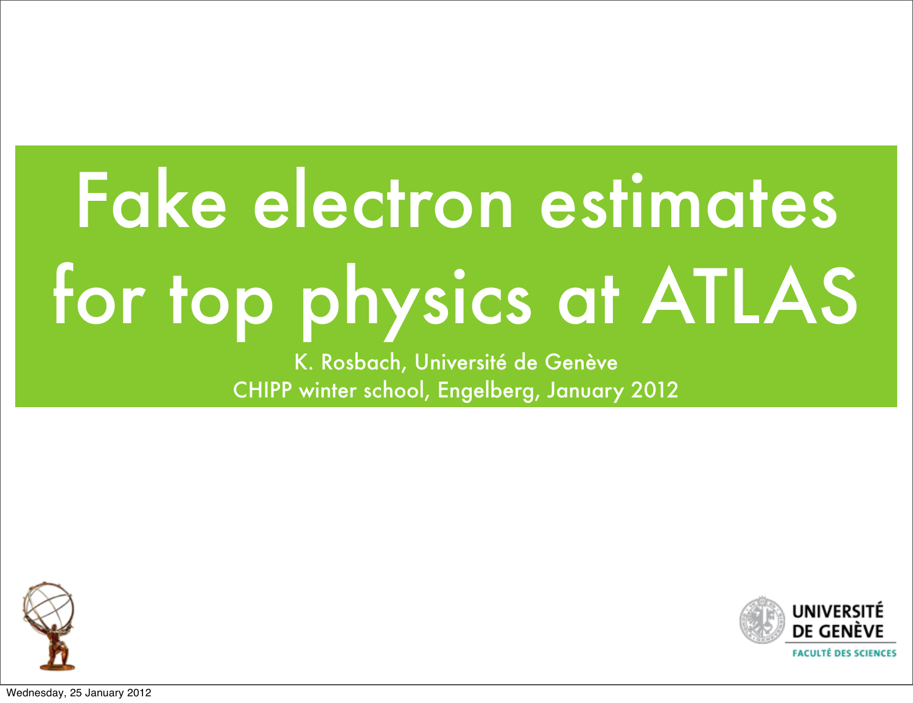# Fake electron estimates for top physics at ATLAS

K. Rosbach, Université de Genève

CHIPP winter school, Engelberg, January 2012

UNIVERSITÉ DE GENÈVE

FACULTÉ DES SCIENCES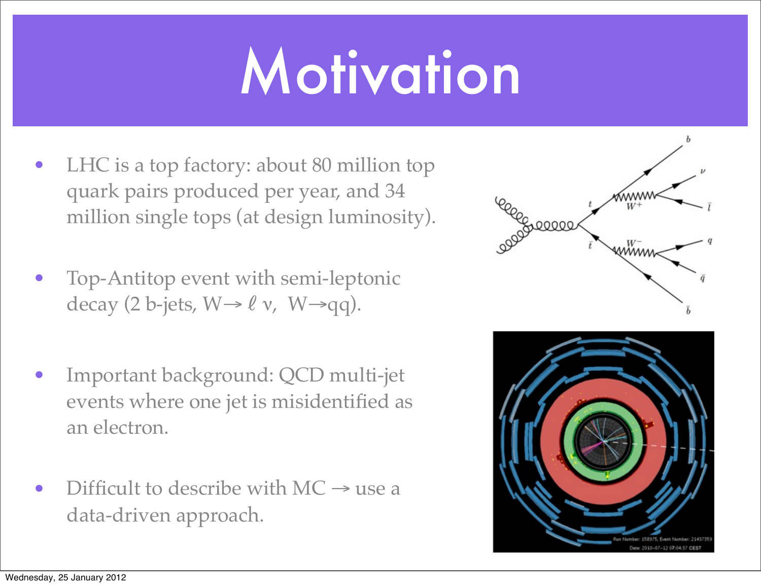# Motivation

- LHC is a top factory: about 80 million top quark pairs produced per year, and 34 million single tops (at design luminosity).
- Top-Antitop event with semi-leptonic decay (2 b-jets, $W \to \ell\, \nu$, $W \to qq$).
- Important background: QCD multi-jet events where one jet is misidentified as an electron.
- Difficult to describe with MC → use a data-driven approach.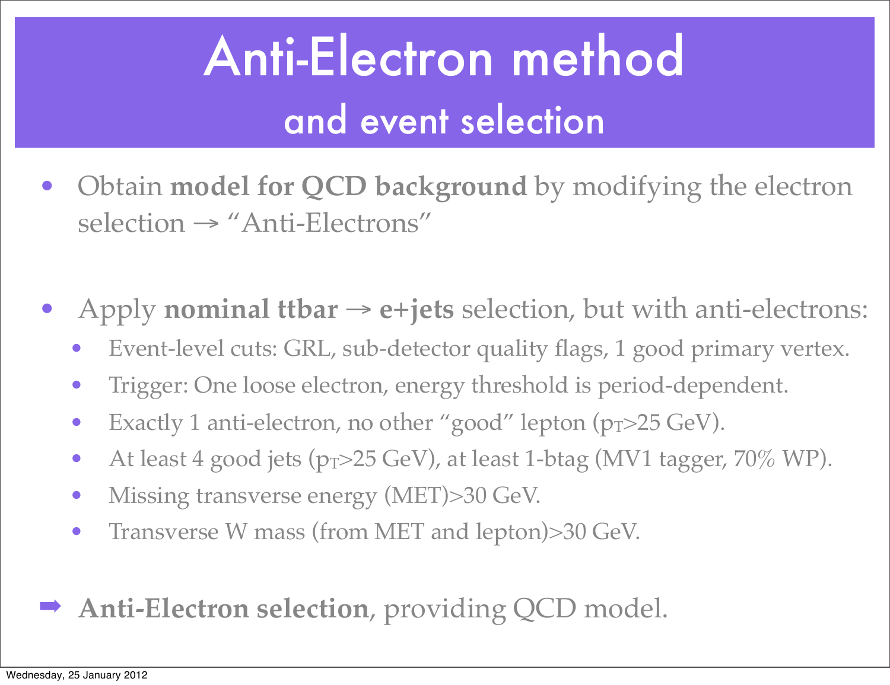# Anti-Electron method

## and event selection

- Obtain **model for QCD background** by modifying the electron selection → "Anti-Electrons"

- Apply **nominal ttbar → e+jets** selection, but with anti-electrons:
  - Event-level cuts: GRL, sub-detector quality flags, 1 good primary vertex.
  - Trigger: One loose electron, energy threshold is period-dependent.
  - Exactly 1 anti-electron, no other "good" lepton ($p_T$>25 GeV).
  - At least 4 good jets ($p_T$>25 GeV), at least 1-btag (MV1 tagger, 70% WP).
  - Missing transverse energy (MET)>30 GeV.
  - Transverse W mass (from MET and lepton)>30 GeV.

➡ **Anti-Electron selection**, providing QCD model.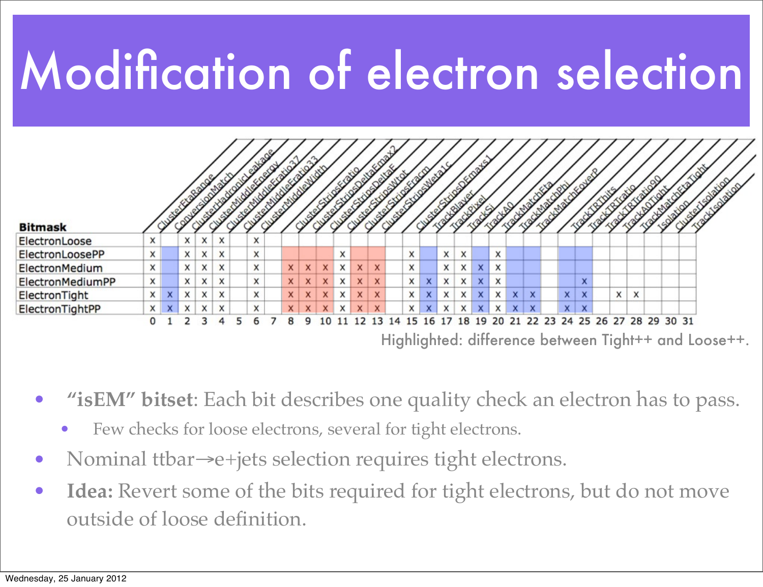# Modification of electron selection

| Bitmask | ClusterEtaRange | ConversionMatch | ClusterHadronicLeakage | ClusterMiddleEnergy | ClusterMiddleEratio37 | ClusterMiddleEratio33 | ClusterMiddleWidth | | ClusterStripsEratio | ClusterStripsDeltaEmax2 | ClusterStripsDeltaE | ClusterStripsWtot | ClusterStripsFracm | ClusterStripsWeta1c | | ClusterStripsDEmaxs1 | TrackBlayer | TrackPixel | TrackSi | TrackA0 | TrackMatchEta | TrackMatchPhi | TrackMatchEoverP | | TrackTRThits | TrackTRTratio | TrackTRTratio90 | TrackA0Tight | TrackMatchEtaTight | Isolation | ClusterIsolation | TrackIsolation |
|---|---|---|---|---|---|---|---|---|---|---|---|---|---|---|---|---|---|---|---|---|---|---|---|---|---|---|---|---|---|---|---|---|
| ElectronLoose | x | | x | x | x | | x | | | | | | | | | | | | | | | | | | | | | | | | | |
| ElectronLoosePP | x | | x | x | x | | x | | | | | x | | | | x | | x | x | | x | | | | | | | | | | | |
| ElectronMedium | x | | x | x | x | | x | | x | x | x | x | x | x | | x | | x | x | x | x | | | | | | | | | | | |
| ElectronMediumPP | x | | x | x | x | | x | | x | x | x | x | x | x | | x | x | x | x | x | x | | | | | x | | | | | | |
| ElectronTight | x | x | x | x | x | | x | | x | x | x | x | x | x | | x | x | x | x | x | x | x | x | | x | x | | x | x | | | |
| ElectronTightPP | x | x | x | x | x | | x | | x | x | x | x | x | x | | x | x | x | x | x | x | x | x | | x | x | | | | | | |
| | 0 | 1 | 2 | 3 | 4 | 5 | 6 | 7 | 8 | 9 | 10 | 11 | 12 | 13 | 14 | 15 | 16 | 17 | 18 | 19 | 20 | 21 | 22 | 23 | 24 | 25 | 26 | 27 | 28 | 29 | 30 | 31 |

Highlighted: difference between Tight++ and Loose++.

- **"isEM" bitset**: Each bit describes one quality check an electron has to pass.
  - Few checks for loose electrons, several for tight electrons.
- Nominal ttbar→e+jets selection requires tight electrons.
- **Idea:** Revert some of the bits required for tight electrons, but do not move outside of loose definition.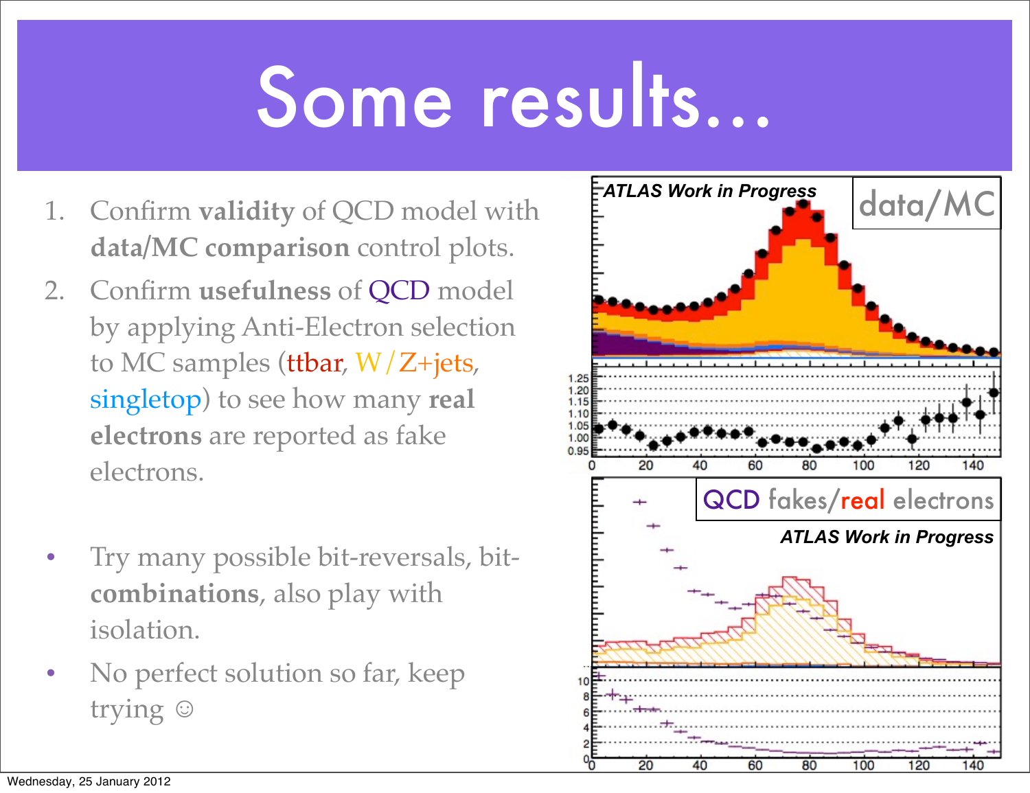# Some results...

1. Confirm **validity** of QCD model with **data/MC comparison** control plots.
2. Confirm **usefulness** of QCD model by applying Anti-Electron selection to MC samples (ttbar, W/Z+jets, singletop) to see how many **real electrons** are reported as fake electrons.

- Try many possible bit-reversals, bit-**combinations**, also play with isolation.
- No perfect solution so far, keep trying ☺

ATLAS Work in Progress

data/MC

1.25
1.20
1.15
1.10
1.05
1.00
0.95

0 20 40 60 80 100 120 140

QCD fakes/real electrons

ATLAS Work in Progress

10
8
6
4
2
0

0 20 40 60 80 100 120 140

Wednesday, 25 January 2012